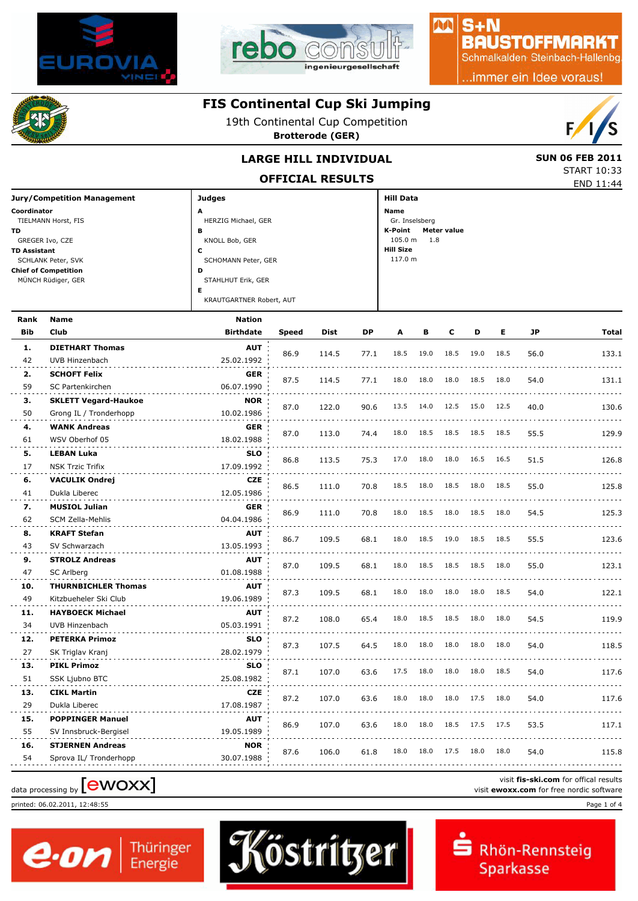# FIS Continental Cup Ski Jumping

19th Continental Cup Competition

**Brotterode (GER)**

## LARGE HILL INDIVIDUAL

**SUN 06 FEB 2011**

START 10:33

END 11:44

## OFFICIAL RESULTS

**Jury/Competition Management**

**Coordinator**
TIELMANN Horst, FIS
**TD**
GREGER Ivo, CZE
**TD Assistant**
SCHLANK Peter, SVK
**Chief of Competition**
MÜNCH Rüdiger, GER

**Judges**

**A** HERZIG Michael, GER
**B** KNOLL Bob, GER
**C** SCHOMANN Peter, GER
**D** STAHLHUT Erik, GER
**E** KRAUTGARTNER Robert, AUT

**Hill Data**

**Name**
Gr. Inselsberg
**K-Point** 105.0 m **Meter value** 1.8
**Hill Size**
117.0 m

| Rank | Bib | Name | Club | Nation | Birthdate | Speed | Dist | DP | A | B | C | D | E | JP | Total |
|---|---|---|---|---|---|---|---|---|---|---|---|---|---|---|---|
| 1. | 42 | **DIETHART Thomas** | UVB Hinzenbach | AUT | 25.02.1992 | 86.9 | 114.5 | 77.1 | 18.5 | 19.0 | 18.5 | 19.0 | 18.5 | 56.0 | 133.1 |
| 2. | 59 | **SCHOFT Felix** | SC Partenkirchen | GER | 06.07.1990 | 87.5 | 114.5 | 77.1 | 18.0 | 18.0 | 18.0 | 18.5 | 18.0 | 54.0 | 131.1 |
| 3. | 50 | **SKLETT Vegard-Haukoe** | Grong IL / Tronderhopp | NOR | 10.02.1986 | 87.0 | 122.0 | 90.6 | 13.5 | 14.0 | 12.5 | 15.0 | 12.5 | 40.0 | 130.6 |
| 4. | 61 | **WANK Andreas** | WSV Oberhof 05 | GER | 18.02.1988 | 87.0 | 113.0 | 74.4 | 18.0 | 18.5 | 18.5 | 18.5 | 18.5 | 55.5 | 129.9 |
| 5. | 17 | **LEBAN Luka** | NSK Trzic Trifix | SLO | 17.09.1992 | 86.8 | 113.5 | 75.3 | 17.0 | 18.0 | 18.0 | 16.5 | 16.5 | 51.5 | 126.8 |
| 6. | 41 | **VACULIK Ondrej** | Dukla Liberec | CZE | 12.05.1986 | 86.5 | 111.0 | 70.8 | 18.5 | 18.0 | 18.5 | 18.0 | 18.5 | 55.0 | 125.8 |
| 7. | 62 | **MUSIOL Julian** | SCM Zella-Mehlis | GER | 04.04.1986 | 86.9 | 111.0 | 70.8 | 18.0 | 18.5 | 18.0 | 18.5 | 18.0 | 54.5 | 125.3 |
| 8. | 43 | **KRAFT Stefan** | SV Schwarzach | AUT | 13.05.1993 | 86.7 | 109.5 | 68.1 | 18.0 | 18.5 | 19.0 | 18.5 | 18.5 | 55.5 | 123.6 |
| 9. | 47 | **STROLZ Andreas** | SC Arlberg | AUT | 01.08.1988 | 87.0 | 109.5 | 68.1 | 18.0 | 18.5 | 18.5 | 18.5 | 18.0 | 55.0 | 123.1 |
| 10. | 49 | **THURNBICHLER Thomas** | Kitzbueheler Ski Club | AUT | 19.06.1989 | 87.3 | 109.5 | 68.1 | 18.0 | 18.0 | 18.0 | 18.0 | 18.5 | 54.0 | 122.1 |
| 11. | 34 | **HAYBOECK Michael** | UVB Hinzenbach | AUT | 05.03.1991 | 87.2 | 108.0 | 65.4 | 18.0 | 18.5 | 18.5 | 18.0 | 18.0 | 54.5 | 119.9 |
| 12. | 27 | **PETERKA Primoz** | SK Triglav Kranj | SLO | 28.02.1979 | 87.3 | 107.5 | 64.5 | 18.0 | 18.0 | 18.0 | 18.0 | 18.0 | 54.0 | 118.5 |
| 13. | 51 | **PIKL Primoz** | SSK Ljubno BTC | SLO | 25.08.1982 | 87.1 | 107.0 | 63.6 | 17.5 | 18.0 | 18.0 | 18.0 | 18.5 | 54.0 | 117.6 |
| 13. | 29 | **CIKL Martin** | Dukla Liberec | CZE | 17.08.1987 | 87.2 | 107.0 | 63.6 | 18.0 | 18.0 | 18.0 | 17.5 | 18.0 | 54.0 | 117.6 |
| 15. | 55 | **POPPINGER Manuel** | SV Innsbruck-Bergisel | AUT | 19.05.1989 | 86.9 | 107.0 | 63.6 | 18.0 | 18.0 | 18.5 | 17.5 | 17.5 | 53.5 | 117.1 |
| 16. | 54 | **STJERNEN Andreas** | Sprova IL/ Tronderhopp | NOR | 30.07.1988 | 87.6 | 106.0 | 61.8 | 18.0 | 18.0 | 17.5 | 18.0 | 18.0 | 54.0 | 115.8 |

data processing by [ewoxx]

visit **fis-ski.com** for offical results
visit **ewoxx.com** for free nordic software

printed: 06.02.2011, 12:48:55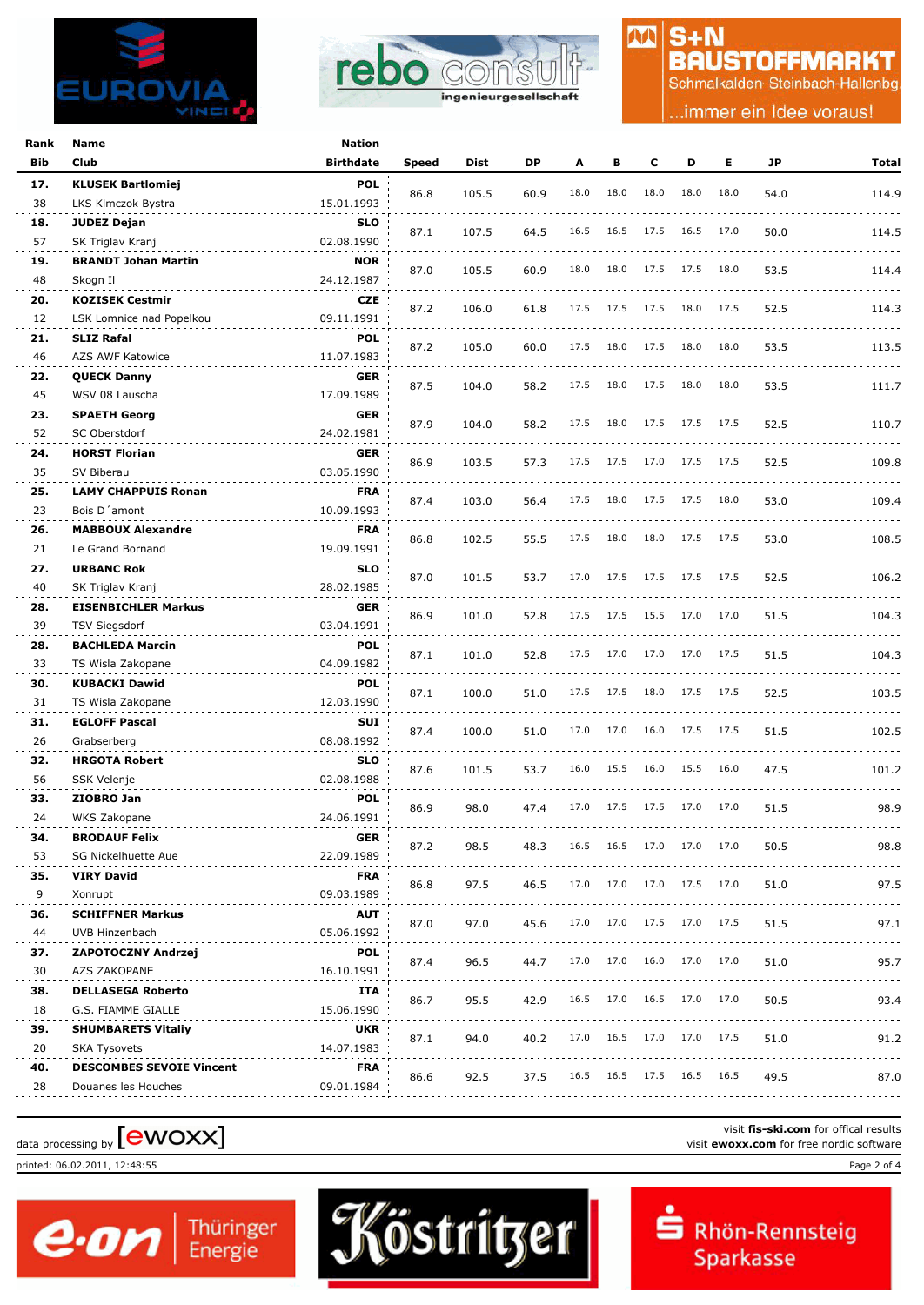| Rank | Name | Nation | | | | | | | | | | |
|---|---|---|---|---|---|---|---|---|---|---|---|---|
| Bib | Club | Birthdate | Speed | Dist | DP | A | B | C | D | E | JP | Total |
| 17. | KLUSEK Bartlomiej | POL | 86.8 | 105.5 | 60.9 | 18.0 | 18.0 | 18.0 | 18.0 | 18.0 | 54.0 | 114.9 |
| 38 | LKS Klmczok Bystra | 15.01.1993 | | | | | | | | | | |
| 18. | JUDEZ Dejan | SLO | 87.1 | 107.5 | 64.5 | 16.5 | 16.5 | 17.5 | 16.5 | 17.0 | 50.0 | 114.5 |
| 57 | SK Triglav Kranj | 02.08.1990 | | | | | | | | | | |
| 19. | BRANDT Johan Martin | NOR | 87.0 | 105.5 | 60.9 | 18.0 | 18.0 | 17.5 | 17.5 | 18.0 | 53.5 | 114.4 |
| 48 | Skogn Il | 24.12.1987 | | | | | | | | | | |
| 20. | KOZISEK Cestmir | CZE | 87.2 | 106.0 | 61.8 | 17.5 | 17.5 | 17.5 | 18.0 | 17.5 | 52.5 | 114.3 |
| 12 | LSK Lomnice nad Popelkou | 09.11.1991 | | | | | | | | | | |
| 21. | SLIZ Rafal | POL | 87.2 | 105.0 | 60.0 | 17.5 | 18.0 | 17.5 | 18.0 | 18.0 | 53.5 | 113.5 |
| 46 | AZS AWF Katowice | 11.07.1983 | | | | | | | | | | |
| 22. | QUECK Danny | GER | 87.5 | 104.0 | 58.2 | 17.5 | 18.0 | 17.5 | 18.0 | 18.0 | 53.5 | 111.7 |
| 45 | WSV 08 Lauscha | 17.09.1989 | | | | | | | | | | |
| 23. | SPAETH Georg | GER | 87.9 | 104.0 | 58.2 | 17.5 | 18.0 | 17.5 | 17.5 | 17.5 | 52.5 | 110.7 |
| 52 | SC Oberstdorf | 24.02.1981 | | | | | | | | | | |
| 24. | HORST Florian | GER | 86.9 | 103.5 | 57.3 | 17.5 | 17.5 | 17.0 | 17.5 | 17.5 | 52.5 | 109.8 |
| 35 | SV Biberau | 03.05.1990 | | | | | | | | | | |
| 25. | LAMY CHAPPUIS Ronan | FRA | 87.4 | 103.0 | 56.4 | 17.5 | 18.0 | 17.5 | 17.5 | 18.0 | 53.0 | 109.4 |
| 23 | Bois D´amont | 10.09.1993 | | | | | | | | | | |
| 26. | MABBOUX Alexandre | FRA | 86.8 | 102.5 | 55.5 | 17.5 | 18.0 | 18.0 | 17.5 | 17.5 | 53.0 | 108.5 |
| 21 | Le Grand Bornand | 19.09.1991 | | | | | | | | | | |
| 27. | URBANC Rok | SLO | 87.0 | 101.5 | 53.7 | 17.0 | 17.5 | 17.5 | 17.5 | 17.5 | 52.5 | 106.2 |
| 40 | SK Triglav Kranj | 28.02.1985 | | | | | | | | | | |
| 28. | EISENBICHLER Markus | GER | 86.9 | 101.0 | 52.8 | 17.5 | 17.5 | 15.5 | 17.0 | 17.0 | 51.5 | 104.3 |
| 39 | TSV Siegsdorf | 03.04.1991 | | | | | | | | | | |
| 28. | BACHLEDA Marcin | POL | 87.1 | 101.0 | 52.8 | 17.5 | 17.0 | 17.0 | 17.0 | 17.5 | 51.5 | 104.3 |
| 33 | TS Wisla Zakopane | 04.09.1982 | | | | | | | | | | |
| 30. | KUBACKI Dawid | POL | 87.1 | 100.0 | 51.0 | 17.5 | 17.5 | 18.0 | 17.5 | 17.5 | 52.5 | 103.5 |
| 31 | TS Wisla Zakopane | 12.03.1990 | | | | | | | | | | |
| 31. | EGLOFF Pascal | SUI | 87.4 | 100.0 | 51.0 | 17.0 | 17.0 | 16.0 | 17.5 | 17.5 | 51.5 | 102.5 |
| 26 | Grabserberg | 08.08.1992 | | | | | | | | | | |
| 32. | HRGOTA Robert | SLO | 87.6 | 101.5 | 53.7 | 16.0 | 15.5 | 16.0 | 15.5 | 16.0 | 47.5 | 101.2 |
| 56 | SSK Velenje | 02.08.1988 | | | | | | | | | | |
| 33. | ZIOBRO Jan | POL | 86.9 | 98.0 | 47.4 | 17.0 | 17.5 | 17.5 | 17.0 | 17.0 | 51.5 | 98.9 |
| 24 | WKS Zakopane | 24.06.1991 | | | | | | | | | | |
| 34. | BRODAUF Felix | GER | 87.2 | 98.5 | 48.3 | 16.5 | 16.5 | 17.0 | 17.0 | 17.0 | 50.5 | 98.8 |
| 53 | SG Nickelhuette Aue | 22.09.1989 | | | | | | | | | | |
| 35. | VIRY David | FRA | 86.8 | 97.5 | 46.5 | 17.0 | 17.0 | 17.0 | 17.5 | 17.0 | 51.0 | 97.5 |
| 9 | Xonrupt | 09.03.1989 | | | | | | | | | | |
| 36. | SCHIFFNER Markus | AUT | 87.0 | 97.0 | 45.6 | 17.0 | 17.0 | 17.5 | 17.0 | 17.5 | 51.5 | 97.1 |
| 44 | UVB Hinzenbach | 05.06.1992 | | | | | | | | | | |
| 37. | ZAPOTOCZNY Andrzej | POL | 87.4 | 96.5 | 44.7 | 17.0 | 17.0 | 16.0 | 17.0 | 17.0 | 51.0 | 95.7 |
| 30 | AZS ZAKOPANE | 16.10.1991 | | | | | | | | | | |
| 38. | DELLASEGA Roberto | ITA | 86.7 | 95.5 | 42.9 | 16.5 | 17.0 | 16.5 | 17.0 | 17.0 | 50.5 | 93.4 |
| 18 | G.S. FIAMME GIALLE | 15.06.1990 | | | | | | | | | | |
| 39. | SHUMBARETS Vitaliy | UKR | 87.1 | 94.0 | 40.2 | 17.0 | 16.5 | 17.0 | 17.0 | 17.5 | 51.0 | 91.2 |
| 20 | SKA Tysovets | 14.07.1983 | | | | | | | | | | |
| 40. | DESCOMBES SEVOIE Vincent | FRA | 86.6 | 92.5 | 37.5 | 16.5 | 16.5 | 17.5 | 16.5 | 16.5 | 49.5 | 87.0 |
| 28 | Douanes les Houches | 09.01.1984 | | | | | | | | | | |

data processing by [ewoxx]

visit **fis-ski.com** for offical results
visit **ewoxx.com** for free nordic software

printed: 06.02.2011, 12:48:55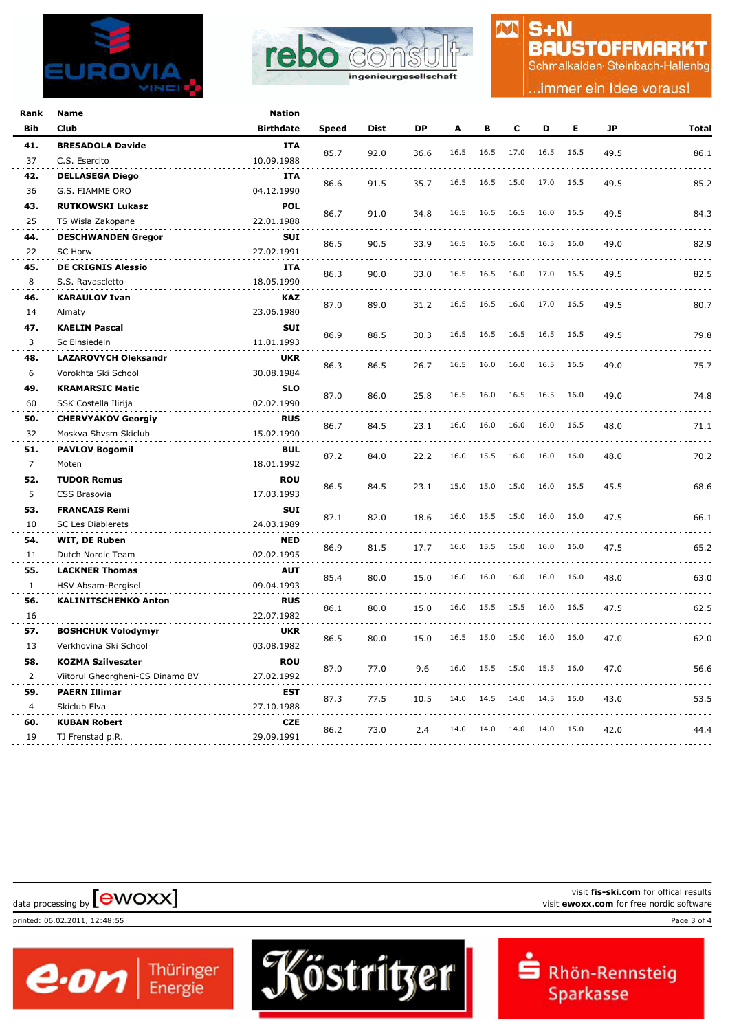| Rank | Name | Nation | | | | | | | | | | |
|---|---|---|---|---|---|---|---|---|---|---|---|---|
| Bib | Club | Birthdate | Speed | Dist | DP | A | B | C | D | E | JP | Total |
| 41. | BRESADOLA Davide | ITA | 85.7 | 92.0 | 36.6 | 16.5 | 16.5 | 17.0 | 16.5 | 16.5 | 49.5 | 86.1 |
| 37 | C.S. Esercito | 10.09.1988 | | | | | | | | | | |
| 42. | DELLASEGA Diego | ITA | 86.6 | 91.5 | 35.7 | 16.5 | 16.5 | 15.0 | 17.0 | 16.5 | 49.5 | 85.2 |
| 36 | G.S. FIAMME ORO | 04.12.1990 | | | | | | | | | | |
| 43. | RUTKOWSKI Lukasz | POL | 86.7 | 91.0 | 34.8 | 16.5 | 16.5 | 16.5 | 16.0 | 16.5 | 49.5 | 84.3 |
| 25 | TS Wisla Zakopane | 22.01.1988 | | | | | | | | | | |
| 44. | DESCHWANDEN Gregor | SUI | 86.5 | 90.5 | 33.9 | 16.5 | 16.5 | 16.0 | 16.5 | 16.0 | 49.0 | 82.9 |
| 22 | SC Horw | 27.02.1991 | | | | | | | | | | |
| 45. | DE CRIGNIS Alessio | ITA | 86.3 | 90.0 | 33.0 | 16.5 | 16.5 | 16.0 | 17.0 | 16.5 | 49.5 | 82.5 |
| 8 | S.S. Ravascletto | 18.05.1990 | | | | | | | | | | |
| 46. | KARAULOV Ivan | KAZ | 87.0 | 89.0 | 31.2 | 16.5 | 16.5 | 16.0 | 17.0 | 16.5 | 49.5 | 80.7 |
| 14 | Almaty | 23.06.1980 | | | | | | | | | | |
| 47. | KAELIN Pascal | SUI | 86.9 | 88.5 | 30.3 | 16.5 | 16.5 | 16.5 | 16.5 | 16.5 | 49.5 | 79.8 |
| 3 | Sc Einsiedeln | 11.01.1993 | | | | | | | | | | |
| 48. | LAZAROVYCH Oleksandr | UKR | 86.3 | 86.5 | 26.7 | 16.5 | 16.0 | 16.0 | 16.5 | 16.5 | 49.0 | 75.7 |
| 6 | Vorokhta Ski School | 30.08.1984 | | | | | | | | | | |
| 49. | KRAMARSIC Matic | SLO | 87.0 | 86.0 | 25.8 | 16.5 | 16.0 | 16.5 | 16.5 | 16.0 | 49.0 | 74.8 |
| 60 | SSK Costella Ilirija | 02.02.1990 | | | | | | | | | | |
| 50. | CHERVYAKOV Georgiy | RUS | 86.7 | 84.5 | 23.1 | 16.0 | 16.0 | 16.0 | 16.0 | 16.5 | 48.0 | 71.1 |
| 32 | Moskva Shvsm Skiclub | 15.02.1990 | | | | | | | | | | |
| 51. | PAVLOV Bogomil | BUL | 87.2 | 84.0 | 22.2 | 16.0 | 15.5 | 16.0 | 16.0 | 16.0 | 48.0 | 70.2 |
| 7 | Moten | 18.01.1992 | | | | | | | | | | |
| 52. | TUDOR Remus | ROU | 86.5 | 84.5 | 23.1 | 15.0 | 15.0 | 15.0 | 16.0 | 15.5 | 45.5 | 68.6 |
| 5 | CSS Brasovia | 17.03.1993 | | | | | | | | | | |
| 53. | FRANCAIS Remi | SUI | 87.1 | 82.0 | 18.6 | 16.0 | 15.5 | 15.0 | 16.0 | 16.0 | 47.5 | 66.1 |
| 10 | SC Les Diablerets | 24.03.1989 | | | | | | | | | | |
| 54. | WIT, DE Ruben | NED | 86.9 | 81.5 | 17.7 | 16.0 | 15.5 | 15.0 | 16.0 | 16.0 | 47.5 | 65.2 |
| 11 | Dutch Nordic Team | 02.02.1995 | | | | | | | | | | |
| 55. | LACKNER Thomas | AUT | 85.4 | 80.0 | 15.0 | 16.0 | 16.0 | 16.0 | 16.0 | 16.0 | 48.0 | 63.0 |
| 1 | HSV Absam-Bergisel | 09.04.1993 | | | | | | | | | | |
| 56. | KALINITSCHENKO Anton | RUS | 86.1 | 80.0 | 15.0 | 16.0 | 15.5 | 15.5 | 16.0 | 16.5 | 47.5 | 62.5 |
| 16 | | 22.07.1982 | | | | | | | | | | |
| 57. | BOSHCHUK Volodymyr | UKR | 86.5 | 80.0 | 15.0 | 16.5 | 15.0 | 15.0 | 16.0 | 16.0 | 47.0 | 62.0 |
| 13 | Verkhovina Ski School | 03.08.1982 | | | | | | | | | | |
| 58. | KOZMA Szilveszter | ROU | 87.0 | 77.0 | 9.6 | 16.0 | 15.5 | 15.0 | 15.5 | 16.0 | 47.0 | 56.6 |
| 2 | Viitorul Gheorgheni-CS Dinamo BV | 27.02.1992 | | | | | | | | | | |
| 59. | PAERN Illimar | EST | 87.3 | 77.5 | 10.5 | 14.0 | 14.5 | 14.0 | 14.5 | 15.0 | 43.0 | 53.5 |
| 4 | Skiclub Elva | 27.10.1988 | | | | | | | | | | |
| 60. | KUBAN Robert | CZE | 86.2 | 73.0 | 2.4 | 14.0 | 14.0 | 14.0 | 14.0 | 15.0 | 42.0 | 44.4 |
| 19 | TJ Frenstad p.R. | 29.09.1991 | | | | | | | | | | |

data processing by [ewoxx]

visit **fis-ski.com** for offical results
visit **ewoxx.com** for free nordic software

printed: 06.02.2011, 12:48:55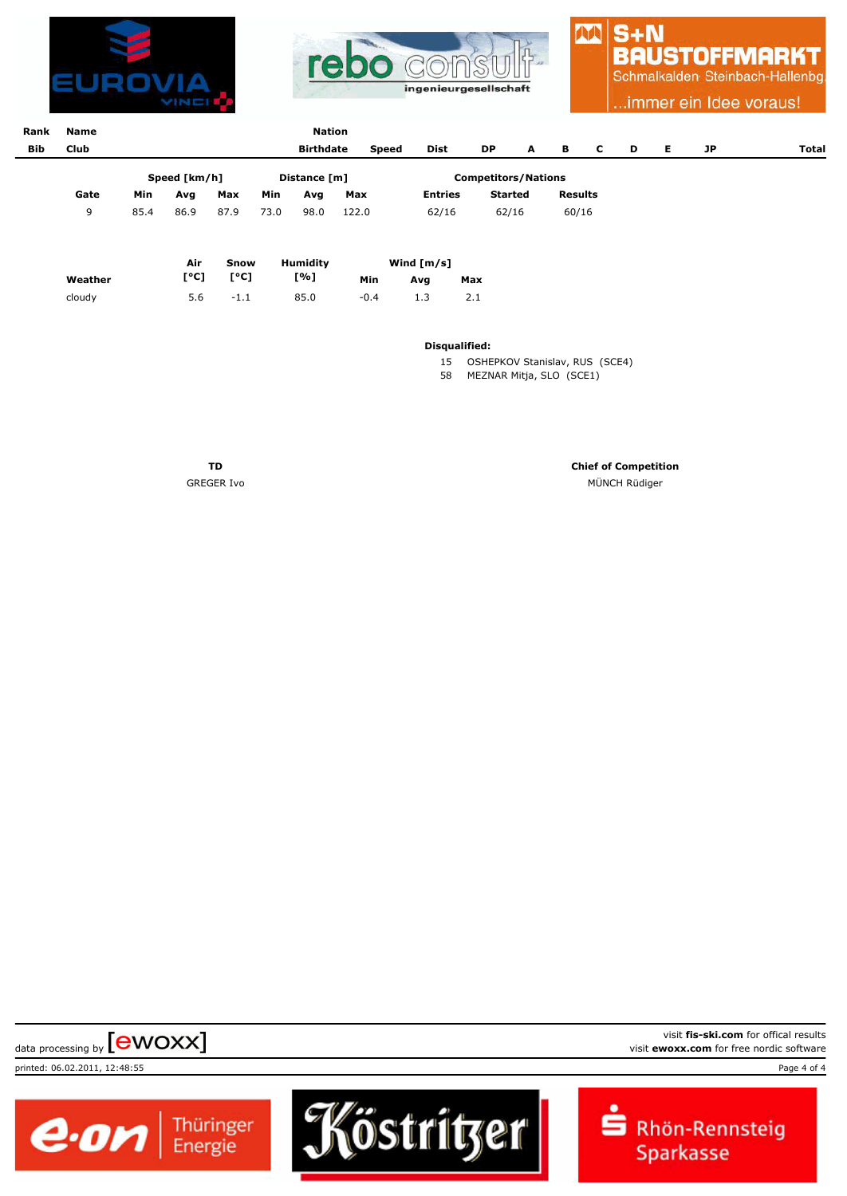| Rank | Name | Nation | | | | | | | | | | | |
|---|---|---|---|---|---|---|---|---|---|---|---|---|---|
| Bib | Club | Birthdate | Speed | Dist | DP | A | B | C | D | E | JP | Total |

| | Speed [km/h] | | | Distance [m] | | | Competitors/Nations | | |
|---|---|---|---|---|---|---|---|---|---|
| Gate | Min | Avg | Max | Min | Avg | Max | Entries | Started | Results |
| 9 | 85.4 | 86.9 | 87.9 | 73.0 | 98.0 | 122.0 | 62/16 | 62/16 | 60/16 |

| Weather | Air [°C] | Snow [°C] | Humidity [%] | Wind [m/s] Min | Avg | Max |
|---|---|---|---|---|---|---|
| cloudy | 5.6 | -1.1 | 85.0 | -0.4 | 1.3 | 2.1 |

**Disqualified:**

15 OSHEPKOV Stanislav, RUS (SCE4)

58 MEZNAR Mitja, SLO (SCE1)

**TD**

GREGER Ivo

**Chief of Competition**

MÜNCH Rüdiger

data processing by [ewoxx]

visit **fis-ski.com** for offical results

visit **ewoxx.com** for free nordic software

printed: 06.02.2011, 12:48:55